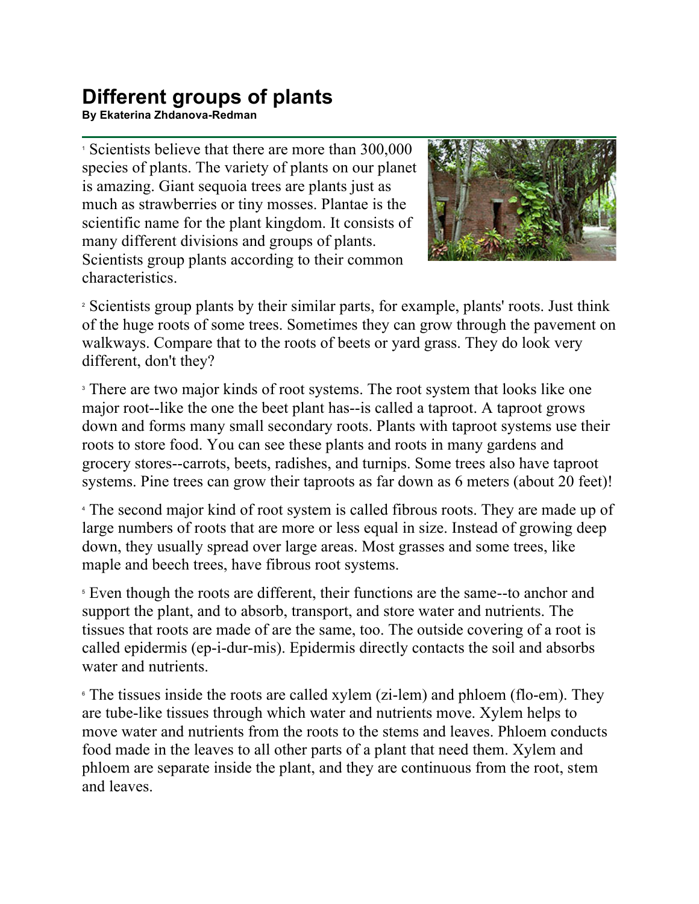# Different groups of plants

**By Ekaterina Zhdanova-Redman**

[1] Scientists believe that there are more than 300,000 species of plants. The variety of plants on our planet is amazing. Giant sequoia trees are plants just as much as strawberries or tiny mosses. Plantae is the scientific name for the plant kingdom. It consists of many different divisions and groups of plants. Scientists group plants according to their common characteristics.

[2] Scientists group plants by their similar parts, for example, plants' roots. Just think of the huge roots of some trees. Sometimes they can grow through the pavement on walkways. Compare that to the roots of beets or yard grass. They do look very different, don't they?

[3] There are two major kinds of root systems. The root system that looks like one major root--like the one the beet plant has--is called a taproot. A taproot grows down and forms many small secondary roots. Plants with taproot systems use their roots to store food. You can see these plants and roots in many gardens and grocery stores--carrots, beets, radishes, and turnips. Some trees also have taproot systems. Pine trees can grow their taproots as far down as 6 meters (about 20 feet)!

[4] The second major kind of root system is called fibrous roots. They are made up of large numbers of roots that are more or less equal in size. Instead of growing deep down, they usually spread over large areas. Most grasses and some trees, like maple and beech trees, have fibrous root systems.

[5] Even though the roots are different, their functions are the same--to anchor and support the plant, and to absorb, transport, and store water and nutrients. The tissues that roots are made of are the same, too. The outside covering of a root is called epidermis (ep-i-dur-mis). Epidermis directly contacts the soil and absorbs water and nutrients.

[6] The tissues inside the roots are called xylem (zi-lem) and phloem (flo-em). They are tube-like tissues through which water and nutrients move. Xylem helps to move water and nutrients from the roots to the stems and leaves. Phloem conducts food made in the leaves to all other parts of a plant that need them. Xylem and phloem are separate inside the plant, and they are continuous from the root, stem and leaves.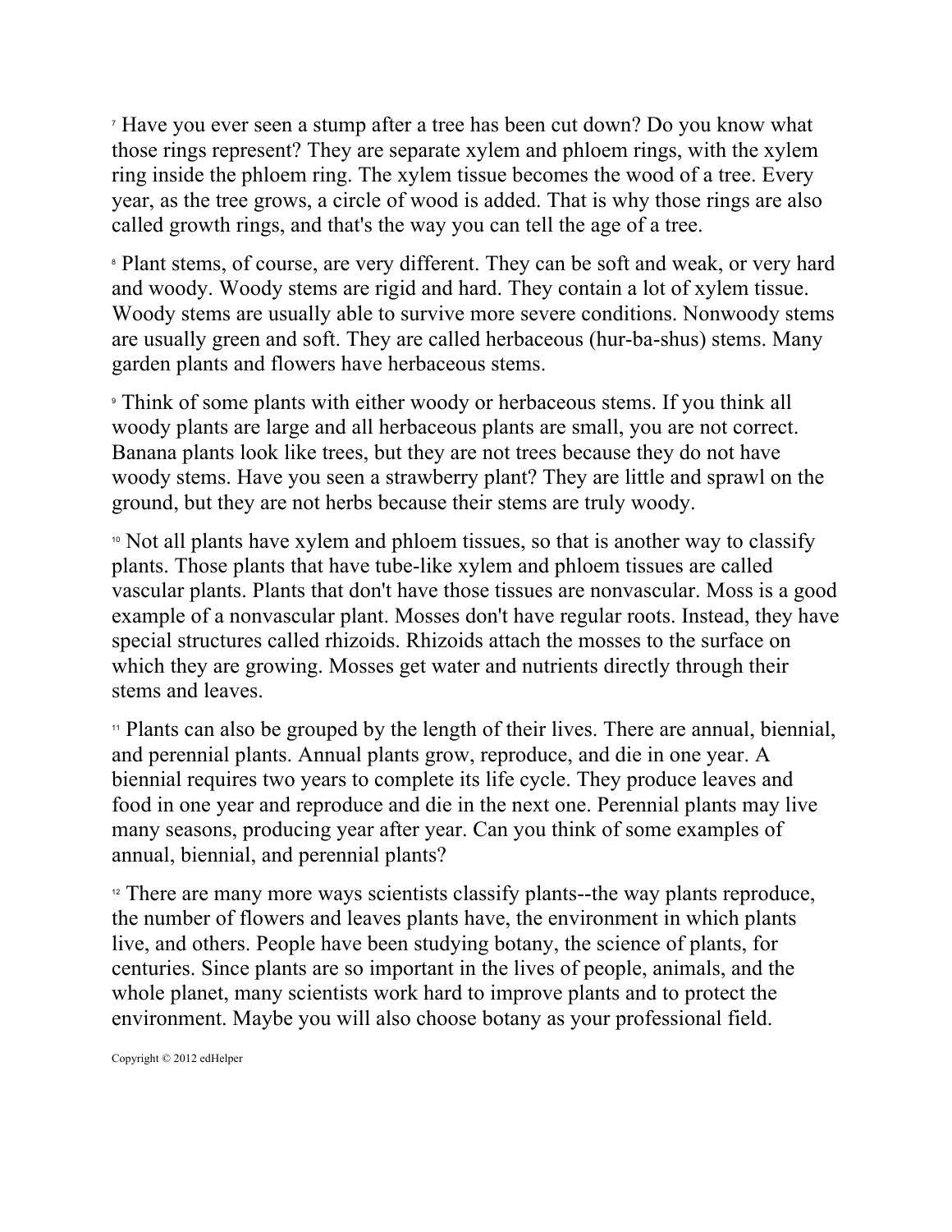[7] Have you ever seen a stump after a tree has been cut down? Do you know what those rings represent? They are separate xylem and phloem rings, with the xylem ring inside the phloem ring. The xylem tissue becomes the wood of a tree. Every year, as the tree grows, a circle of wood is added. That is why those rings are also called growth rings, and that's the way you can tell the age of a tree.

[8] Plant stems, of course, are very different. They can be soft and weak, or very hard and woody. Woody stems are rigid and hard. They contain a lot of xylem tissue. Woody stems are usually able to survive more severe conditions. Nonwoody stems are usually green and soft. They are called herbaceous (hur-ba-shus) stems. Many garden plants and flowers have herbaceous stems.

[9] Think of some plants with either woody or herbaceous stems. If you think all woody plants are large and all herbaceous plants are small, you are not correct. Banana plants look like trees, but they are not trees because they do not have woody stems. Have you seen a strawberry plant? They are little and sprawl on the ground, but they are not herbs because their stems are truly woody.

[10] Not all plants have xylem and phloem tissues, so that is another way to classify plants. Those plants that have tube-like xylem and phloem tissues are called vascular plants. Plants that don't have those tissues are nonvascular. Moss is a good example of a nonvascular plant. Mosses don't have regular roots. Instead, they have special structures called rhizoids. Rhizoids attach the mosses to the surface on which they are growing. Mosses get water and nutrients directly through their stems and leaves.

[11] Plants can also be grouped by the length of their lives. There are annual, biennial, and perennial plants. Annual plants grow, reproduce, and die in one year. A biennial requires two years to complete its life cycle. They produce leaves and food in one year and reproduce and die in the next one. Perennial plants may live many seasons, producing year after year. Can you think of some examples of annual, biennial, and perennial plants?

[12] There are many more ways scientists classify plants--the way plants reproduce, the number of flowers and leaves plants have, the environment in which plants live, and others. People have been studying botany, the science of plants, for centuries. Since plants are so important in the lives of people, animals, and the whole planet, many scientists work hard to improve plants and to protect the environment. Maybe you will also choose botany as your professional field.

Copyright © 2012 edHelper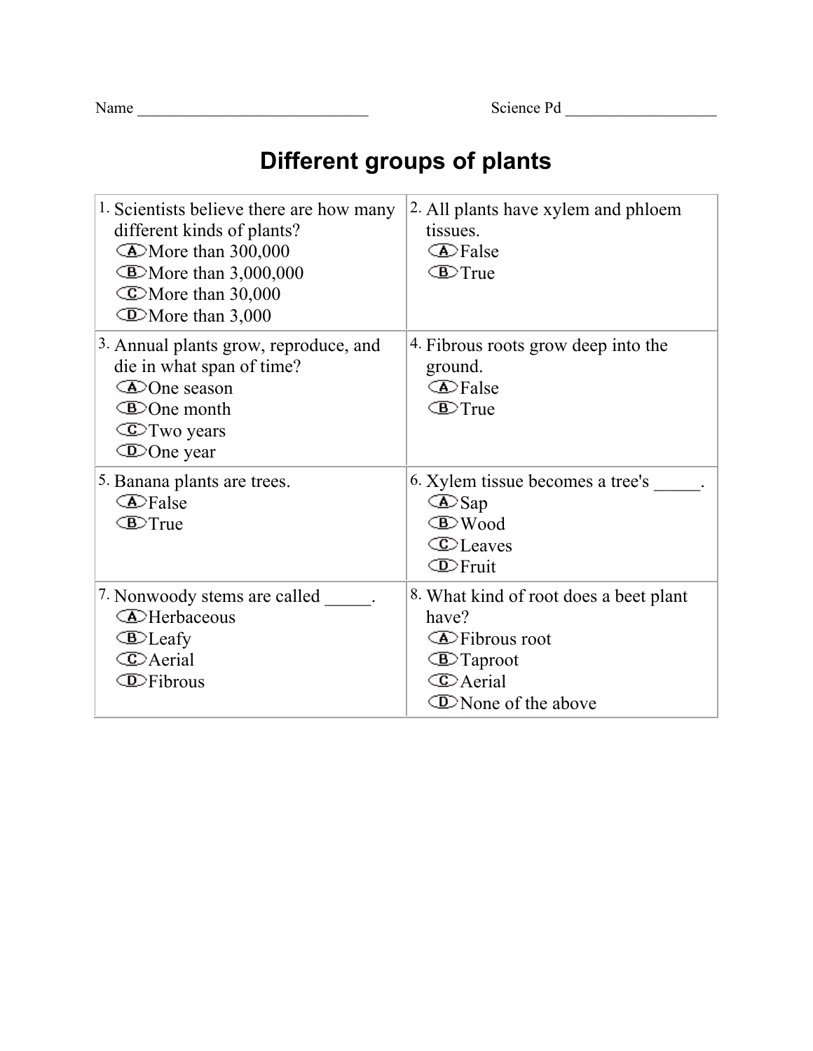Name ______________________________ Science Pd ___________________

# Different groups of plants

1. Scientists believe there are how many different kinds of plants?
   - (A) More than 300,000
   - (B) More than 3,000,000
   - (C) More than 30,000
   - (D) More than 3,000

2. All plants have xylem and phloem tissues.
   - (A) False
   - (B) True

3. Annual plants grow, reproduce, and die in what span of time?
   - (A) One season
   - (B) One month
   - (C) Two years
   - (D) One year

4. Fibrous roots grow deep into the ground.
   - (A) False
   - (B) True

5. Banana plants are trees.
   - (A) False
   - (B) True

6. Xylem tissue becomes a tree's _____.
   - (A) Sap
   - (B) Wood
   - (C) Leaves
   - (D) Fruit

7. Nonwoody stems are called _____.
   - (A) Herbaceous
   - (B) Leafy
   - (C) Aerial
   - (D) Fibrous

8. What kind of root does a beet plant have?
   - (A) Fibrous root
   - (B) Taproot
   - (C) Aerial
   - (D) None of the above